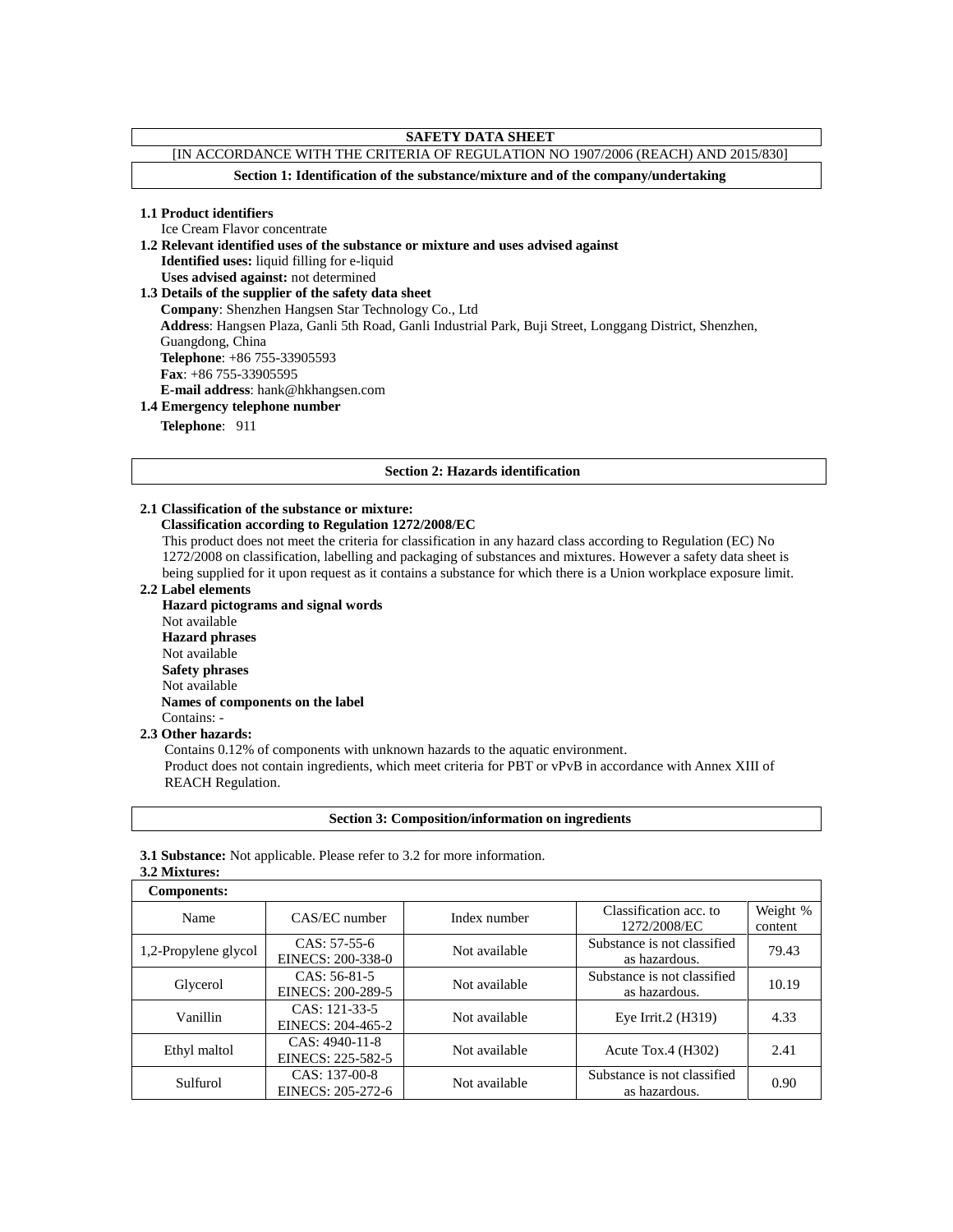# SAFETY DATA SHEET

[IN ACCORDANCE WITH THE CRITERIA OF REGULATION NO 1907/2006 (REACH) AND 2015/830]

## Section 1: Identification of the substance/mixture and of the company/undertaking

**1.1 Product identifiers**

Ice Cream Flavor concentrate

**1.2 Relevant identified uses of the substance or mixture and uses advised against**

**Identified uses:** liquid filling for e-liquid

**Uses advised against:** not determined

**1.3 Details of the supplier of the safety data sheet**

**Company**: Shenzhen Hangsen Star Technology Co., Ltd

**Address**: Hangsen Plaza, Ganli 5th Road, Ganli Industrial Park, Buji Street, Longgang District, Shenzhen, Guangdong, China

**Telephone**: +86 755-33905593

**Fax**: +86 755-33905595

**E-mail address**: hank@hkhangsen.com

**1.4 Emergency telephone number**

**Telephone**: 911

## Section 2: Hazards identification

**2.1 Classification of the substance or mixture:**

**Classification according to Regulation 1272/2008/EC**

This product does not meet the criteria for classification in any hazard class according to Regulation (EC) No 1272/2008 on classification, labelling and packaging of substances and mixtures. However a safety data sheet is being supplied for it upon request as it contains a substance for which there is a Union workplace exposure limit.

**2.2 Label elements**

**Hazard pictograms and signal words**

Not available

**Hazard phrases**

Not available

**Safety phrases**

Not available

**Names of components on the label**

Contains: -

**2.3 Other hazards:**

Contains 0.12% of components with unknown hazards to the aquatic environment.

Product does not contain ingredients, which meet criteria for PBT or vPvB in accordance with Annex XIII of REACH Regulation.

## Section 3: Composition/information on ingredients

**3.1 Substance:** Not applicable. Please refer to 3.2 for more information.

**3.2 Mixtures:**

**Components:**

| Name | CAS/EC number | Index number | Classification acc. to 1272/2008/EC | Weight % content |
|---|---|---|---|---|
| 1,2-Propylene glycol | CAS: 57-55-6<br>EINECS: 200-338-0 | Not available | Substance is not classified as hazardous. | 79.43 |
| Glycerol | CAS: 56-81-5<br>EINECS: 200-289-5 | Not available | Substance is not classified as hazardous. | 10.19 |
| Vanillin | CAS: 121-33-5<br>EINECS: 204-465-2 | Not available | Eye Irrit.2 (H319) | 4.33 |
| Ethyl maltol | CAS: 4940-11-8<br>EINECS: 225-582-5 | Not available | Acute Tox.4 (H302) | 2.41 |
| Sulfurol | CAS: 137-00-8<br>EINECS: 205-272-6 | Not available | Substance is not classified as hazardous. | 0.90 |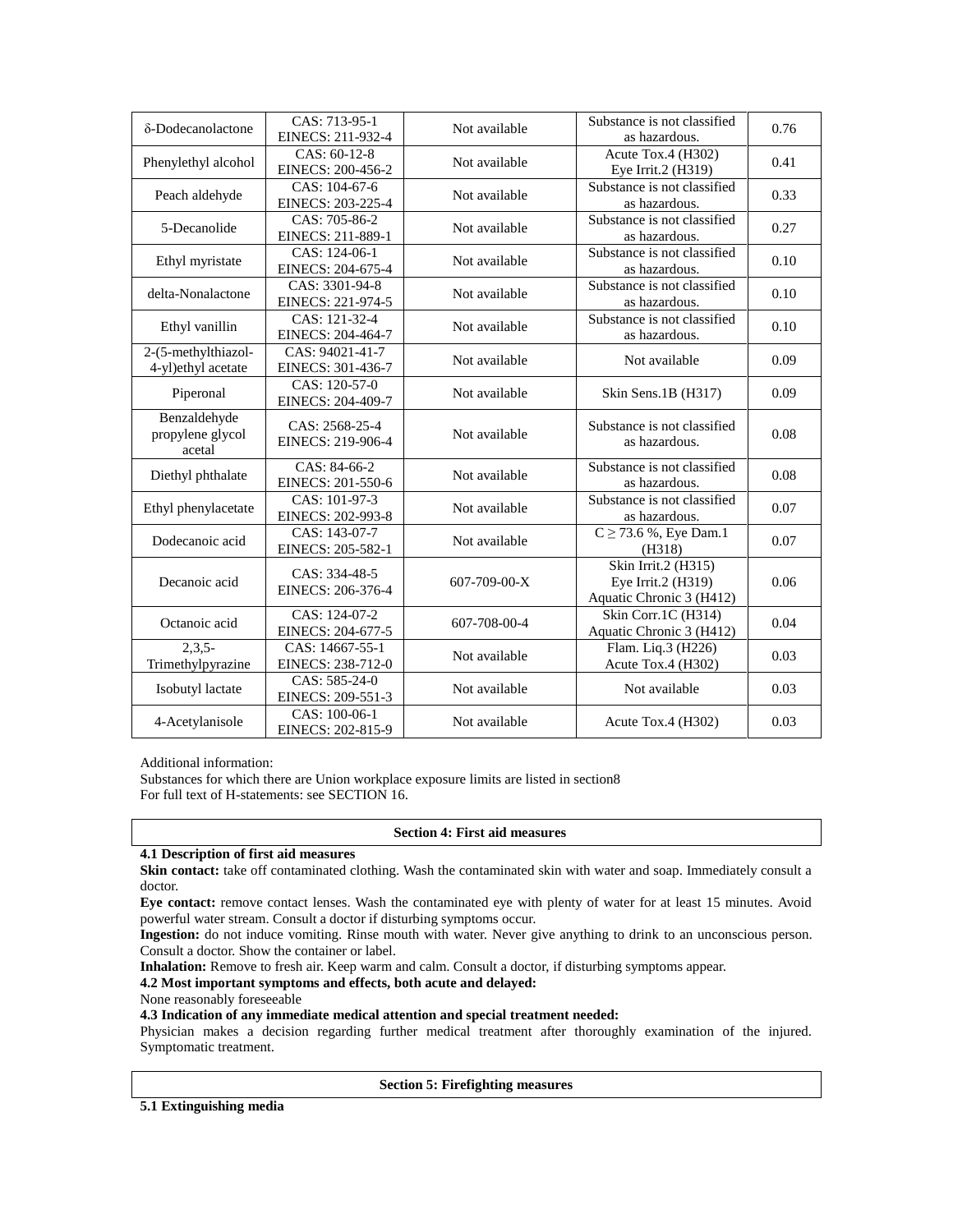| | | | | |
|---|---|---|---|---|
| δ-Dodecanolactone | CAS: 713-95-1<br>EINECS: 211-932-4 | Not available | Substance is not classified as hazardous. | 0.76 |
| Phenylethyl alcohol | CAS: 60-12-8<br>EINECS: 200-456-2 | Not available | Acute Tox.4 (H302)<br>Eye Irrit.2 (H319) | 0.41 |
| Peach aldehyde | CAS: 104-67-6<br>EINECS: 203-225-4 | Not available | Substance is not classified as hazardous. | 0.33 |
| 5-Decanolide | CAS: 705-86-2<br>EINECS: 211-889-1 | Not available | Substance is not classified as hazardous. | 0.27 |
| Ethyl myristate | CAS: 124-06-1<br>EINECS: 204-675-4 | Not available | Substance is not classified as hazardous. | 0.10 |
| delta-Nonalactone | CAS: 3301-94-8<br>EINECS: 221-974-5 | Not available | Substance is not classified as hazardous. | 0.10 |
| Ethyl vanillin | CAS: 121-32-4<br>EINECS: 204-464-7 | Not available | Substance is not classified as hazardous. | 0.10 |
| 2-(5-methylthiazol-4-yl)ethyl acetate | CAS: 94021-41-7<br>EINECS: 301-436-7 | Not available | Not available | 0.09 |
| Piperonal | CAS: 120-57-0<br>EINECS: 204-409-7 | Not available | Skin Sens.1B (H317) | 0.09 |
| Benzaldehyde propylene glycol acetal | CAS: 2568-25-4<br>EINECS: 219-906-4 | Not available | Substance is not classified as hazardous. | 0.08 |
| Diethyl phthalate | CAS: 84-66-2<br>EINECS: 201-550-6 | Not available | Substance is not classified as hazardous. | 0.08 |
| Ethyl phenylacetate | CAS: 101-97-3<br>EINECS: 202-993-8 | Not available | Substance is not classified as hazardous. | 0.07 |
| Dodecanoic acid | CAS: 143-07-7<br>EINECS: 205-582-1 | Not available | C ≥ 73.6 %, Eye Dam.1 (H318) | 0.07 |
| Decanoic acid | CAS: 334-48-5<br>EINECS: 206-376-4 | 607-709-00-X | Skin Irrit.2 (H315)<br>Eye Irrit.2 (H319)<br>Aquatic Chronic 3 (H412) | 0.06 |
| Octanoic acid | CAS: 124-07-2<br>EINECS: 204-677-5 | 607-708-00-4 | Skin Corr.1C (H314)<br>Aquatic Chronic 3 (H412) | 0.04 |
| 2,3,5-Trimethylpyrazine | CAS: 14667-55-1<br>EINECS: 238-712-0 | Not available | Flam. Liq.3 (H226)<br>Acute Tox.4 (H302) | 0.03 |
| Isobutyl lactate | CAS: 585-24-0<br>EINECS: 209-551-3 | Not available | Not available | 0.03 |
| 4-Acetylanisole | CAS: 100-06-1<br>EINECS: 202-815-9 | Not available | Acute Tox.4 (H302) | 0.03 |

Additional information:
Substances for which there are Union workplace exposure limits are listed in section8
For full text of H-statements: see SECTION 16.

## Section 4: First aid measures

**4.1 Description of first aid measures**

**Skin contact:** take off contaminated clothing. Wash the contaminated skin with water and soap. Immediately consult a doctor.

**Eye contact:** remove contact lenses. Wash the contaminated eye with plenty of water for at least 15 minutes. Avoid powerful water stream. Consult a doctor if disturbing symptoms occur.

**Ingestion:** do not induce vomiting. Rinse mouth with water. Never give anything to drink to an unconscious person. Consult a doctor. Show the container or label.

**Inhalation:** Remove to fresh air. Keep warm and calm. Consult a doctor, if disturbing symptoms appear.

**4.2 Most important symptoms and effects, both acute and delayed:**

None reasonably foreseeable

**4.3 Indication of any immediate medical attention and special treatment needed:**

Physician makes a decision regarding further medical treatment after thoroughly examination of the injured. Symptomatic treatment.

## Section 5: Firefighting measures

**5.1 Extinguishing media**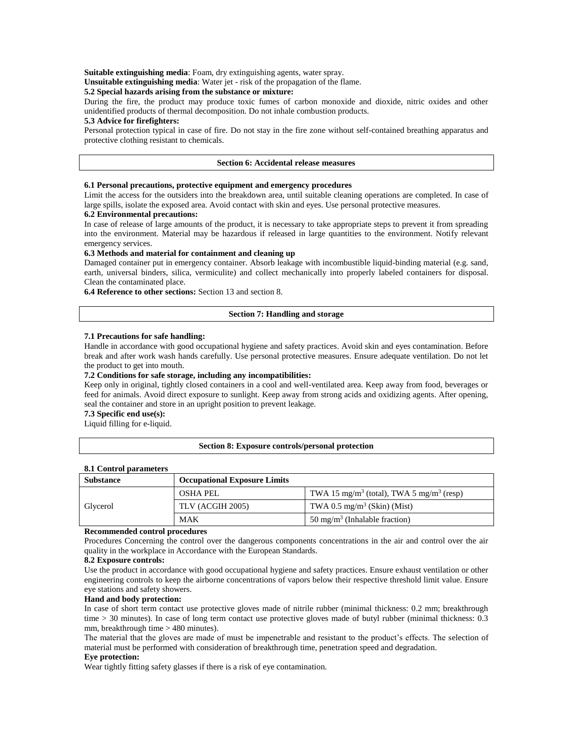**Suitable extinguishing media**: Foam, dry extinguishing agents, water spray.

**Unsuitable extinguishing media**: Water jet - risk of the propagation of the flame.

**5.2 Special hazards arising from the substance or mixture:**

During the fire, the product may produce toxic fumes of carbon monoxide and dioxide, nitric oxides and other unidentified products of thermal decomposition. Do not inhale combustion products.

**5.3 Advice for firefighters:**

Personal protection typical in case of fire. Do not stay in the fire zone without self-contained breathing apparatus and protective clothing resistant to chemicals.

## Section 6: Accidental release measures

**6.1 Personal precautions, protective equipment and emergency procedures**

Limit the access for the outsiders into the breakdown area, until suitable cleaning operations are completed. In case of large spills, isolate the exposed area. Avoid contact with skin and eyes. Use personal protective measures.

**6.2 Environmental precautions:**

In case of release of large amounts of the product, it is necessary to take appropriate steps to prevent it from spreading into the environment. Material may be hazardous if released in large quantities to the environment. Notify relevant emergency services.

**6.3 Methods and material for containment and cleaning up**

Damaged container put in emergency container. Absorb leakage with incombustible liquid-binding material (e.g. sand, earth, universal binders, silica, vermiculite) and collect mechanically into properly labeled containers for disposal. Clean the contaminated place.

**6.4 Reference to other sections:** Section 13 and section 8.

## Section 7: Handling and storage

**7.1 Precautions for safe handling:**

Handle in accordance with good occupational hygiene and safety practices. Avoid skin and eyes contamination. Before break and after work wash hands carefully. Use personal protective measures. Ensure adequate ventilation. Do not let the product to get into mouth.

**7.2 Conditions for safe storage, including any incompatibilities:**

Keep only in original, tightly closed containers in a cool and well-ventilated area. Keep away from food, beverages or feed for animals. Avoid direct exposure to sunlight. Keep away from strong acids and oxidizing agents. After opening, seal the container and store in an upright position to prevent leakage.

**7.3 Specific end use(s):**

Liquid filling for e-liquid.

## Section 8: Exposure controls/personal protection

**8.1 Control parameters**

| Substance | Occupational Exposure Limits | |
|---|---|---|
| Glycerol | OSHA PEL | TWA 15 mg/m$^3$ (total), TWA 5 mg/m$^3$ (resp) |
| | TLV (ACGIH 2005) | TWA 0.5 mg/m$^3$ (Skin) (Mist) |
| | MAK | 50 mg/m$^3$ (Inhalable fraction) |

**Recommended control procedures**

Procedures Concerning the control over the dangerous components concentrations in the air and control over the air quality in the workplace in Accordance with the European Standards.

**8.2 Exposure controls:**

Use the product in accordance with good occupational hygiene and safety practices. Ensure exhaust ventilation or other engineering controls to keep the airborne concentrations of vapors below their respective threshold limit value. Ensure eye stations and safety showers.

**Hand and body protection:**

In case of short term contact use protective gloves made of nitrile rubber (minimal thickness: 0.2 mm; breakthrough time > 30 minutes). In case of long term contact use protective gloves made of butyl rubber (minimal thickness: 0.3 mm, breakthrough time > 480 minutes).

The material that the gloves are made of must be impenetrable and resistant to the product's effects. The selection of material must be performed with consideration of breakthrough time, penetration speed and degradation.

**Eye protection:**

Wear tightly fitting safety glasses if there is a risk of eye contamination.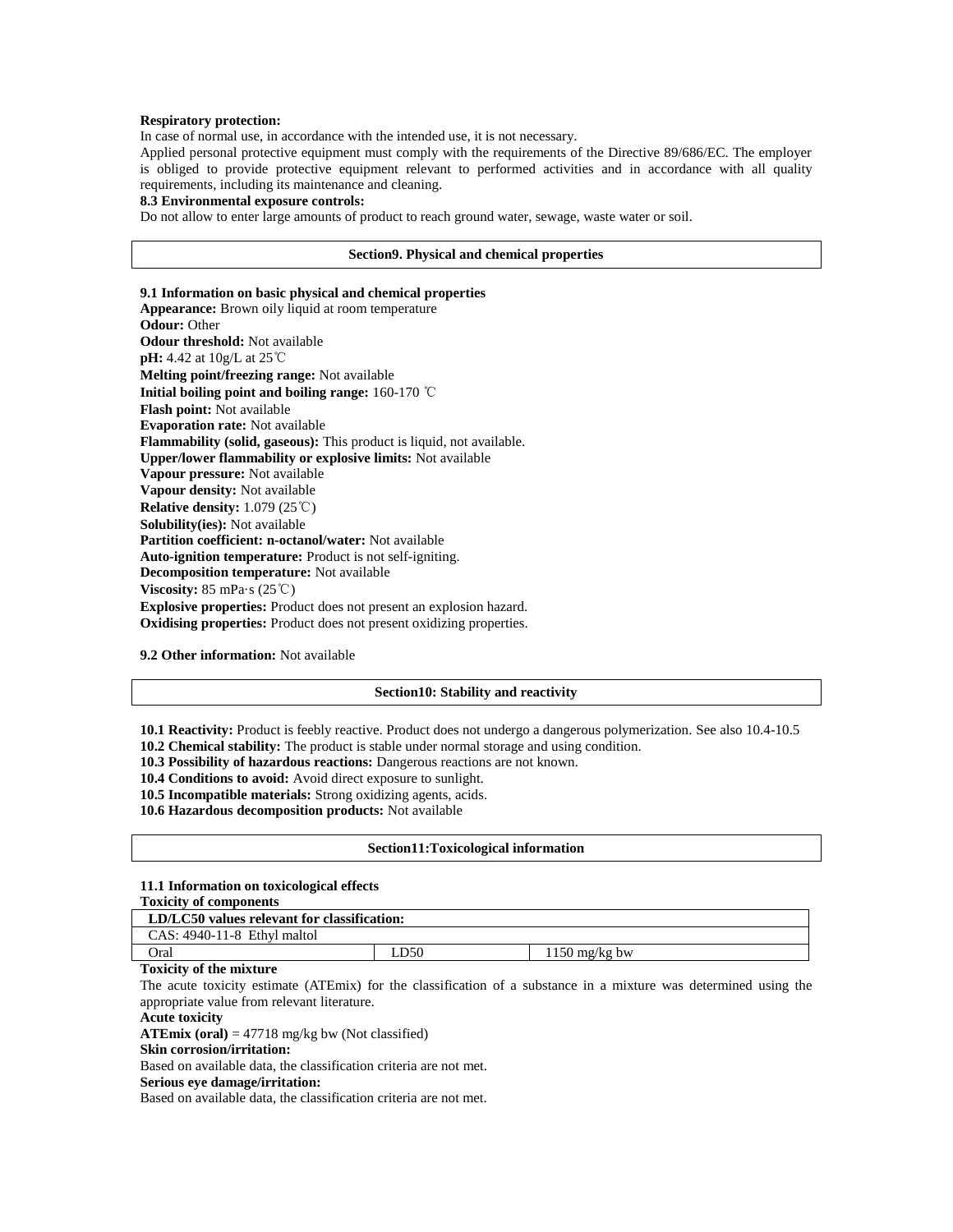**Respiratory protection:**

In case of normal use, in accordance with the intended use, it is not necessary.

Applied personal protective equipment must comply with the requirements of the Directive 89/686/EC. The employer is obliged to provide protective equipment relevant to performed activities and in accordance with all quality requirements, including its maintenance and cleaning.

**8.3 Environmental exposure controls:**

Do not allow to enter large amounts of product to reach ground water, sewage, waste water or soil.

## Section9. Physical and chemical properties

**9.1 Information on basic physical and chemical properties**

**Appearance:** Brown oily liquid at room temperature
**Odour:** Other
**Odour threshold:** Not available
**pH:** 4.42 at 10g/L at 25℃
**Melting point/freezing range:** Not available
**Initial boiling point and boiling range:** 160-170 ℃
**Flash point:** Not available
**Evaporation rate:** Not available
**Flammability (solid, gaseous):** This product is liquid, not available.
**Upper/lower flammability or explosive limits:** Not available
**Vapour pressure:** Not available
**Vapour density:** Not available
**Relative density:** 1.079 (25℃)
**Solubility(ies):** Not available
**Partition coefficient: n-octanol/water:** Not available
**Auto-ignition temperature:** Product is not self-igniting.
**Decomposition temperature:** Not available
**Viscosity:** 85 mPa·s (25℃)
**Explosive properties:** Product does not present an explosion hazard.
**Oxidising properties:** Product does not present oxidizing properties.

**9.2 Other information:** Not available

## Section10: Stability and reactivity

**10.1 Reactivity:** Product is feebly reactive. Product does not undergo a dangerous polymerization. See also 10.4-10.5
**10.2 Chemical stability:** The product is stable under normal storage and using condition.
**10.3 Possibility of hazardous reactions:** Dangerous reactions are not known.
**10.4 Conditions to avoid:** Avoid direct exposure to sunlight.
**10.5 Incompatible materials:** Strong oxidizing agents, acids.
**10.6 Hazardous decomposition products:** Not available

## Section11:Toxicological information

**11.1 Information on toxicological effects**

**Toxicity of components**

| **LD/LC50 values relevant for classification:** | | |
|---|---|---|
| CAS: 4940-11-8 Ethyl maltol | | |
| Oral | LD50 | 1150 mg/kg bw |

**Toxicity of the mixture**

The acute toxicity estimate (ATEmix) for the classification of a substance in a mixture was determined using the appropriate value from relevant literature.

**Acute toxicity**

**ATEmix (oral)** = 47718 mg/kg bw (Not classified)

**Skin corrosion/irritation:**

Based on available data, the classification criteria are not met.

**Serious eye damage/irritation:**

Based on available data, the classification criteria are not met.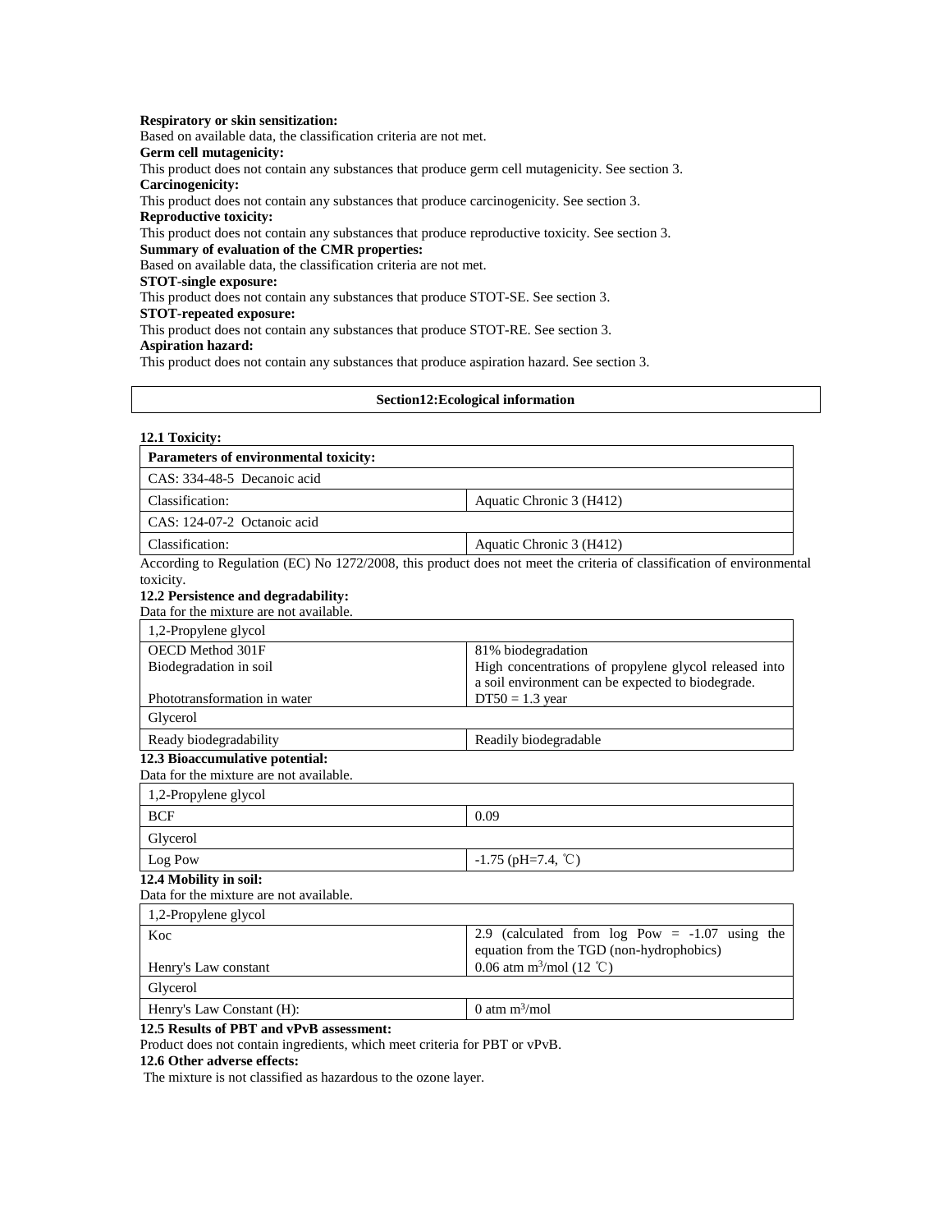**Respiratory or skin sensitization:**
Based on available data, the classification criteria are not met.
**Germ cell mutagenicity:**
This product does not contain any substances that produce germ cell mutagenicity. See section 3.
**Carcinogenicity:**
This product does not contain any substances that produce carcinogenicity. See section 3.
**Reproductive toxicity:**
This product does not contain any substances that produce reproductive toxicity. See section 3.
**Summary of evaluation of the CMR properties:**
Based on available data, the classification criteria are not met.
**STOT-single exposure:**
This product does not contain any substances that produce STOT-SE. See section 3.
**STOT-repeated exposure:**
This product does not contain any substances that produce STOT-RE. See section 3.
**Aspiration hazard:**
This product does not contain any substances that produce aspiration hazard. See section 3.

## Section12:Ecological information

**12.1 Toxicity:**

| **Parameters of environmental toxicity:** | |
|---|---|
| CAS: 334-48-5 Decanoic acid | |
| Classification: | Aquatic Chronic 3 (H412) |
| CAS: 124-07-2 Octanoic acid | |
| Classification: | Aquatic Chronic 3 (H412) |

According to Regulation (EC) No 1272/2008, this product does not meet the criteria of classification of environmental toxicity.

**12.2 Persistence and degradability:**
Data for the mixture are not available.

| 1,2-Propylene glycol | |
|---|---|
| OECD Method 301F<br>Biodegradation in soil<br><br>Phototransformation in water | 81% biodegradation<br>High concentrations of propylene glycol released into a soil environment can be expected to biodegrade.<br>DT50 = 1.3 year |
| Glycerol | |
| Ready biodegradability | Readily biodegradable |

**12.3 Bioaccumulative potential:**
Data for the mixture are not available.

| 1,2-Propylene glycol | |
|---|---|
| BCF | 0.09 |
| Glycerol | |
| Log Pow | -1.75 (pH=7.4, ℃) |

**12.4 Mobility in soil:**
Data for the mixture are not available.

| 1,2-Propylene glycol | |
|---|---|
| Koc<br><br>Henry's Law constant | 2.9 (calculated from log Pow = -1.07 using the equation from the TGD (non-hydrophobics)<br>0.06 atm $m^3$/mol (12 ℃) |
| Glycerol | |
| Henry's Law Constant (H): | 0 atm $m^3$/mol |

**12.5 Results of PBT and vPvB assessment:**
Product does not contain ingredients, which meet criteria for PBT or vPvB.
**12.6 Other adverse effects:**
The mixture is not classified as hazardous to the ozone layer.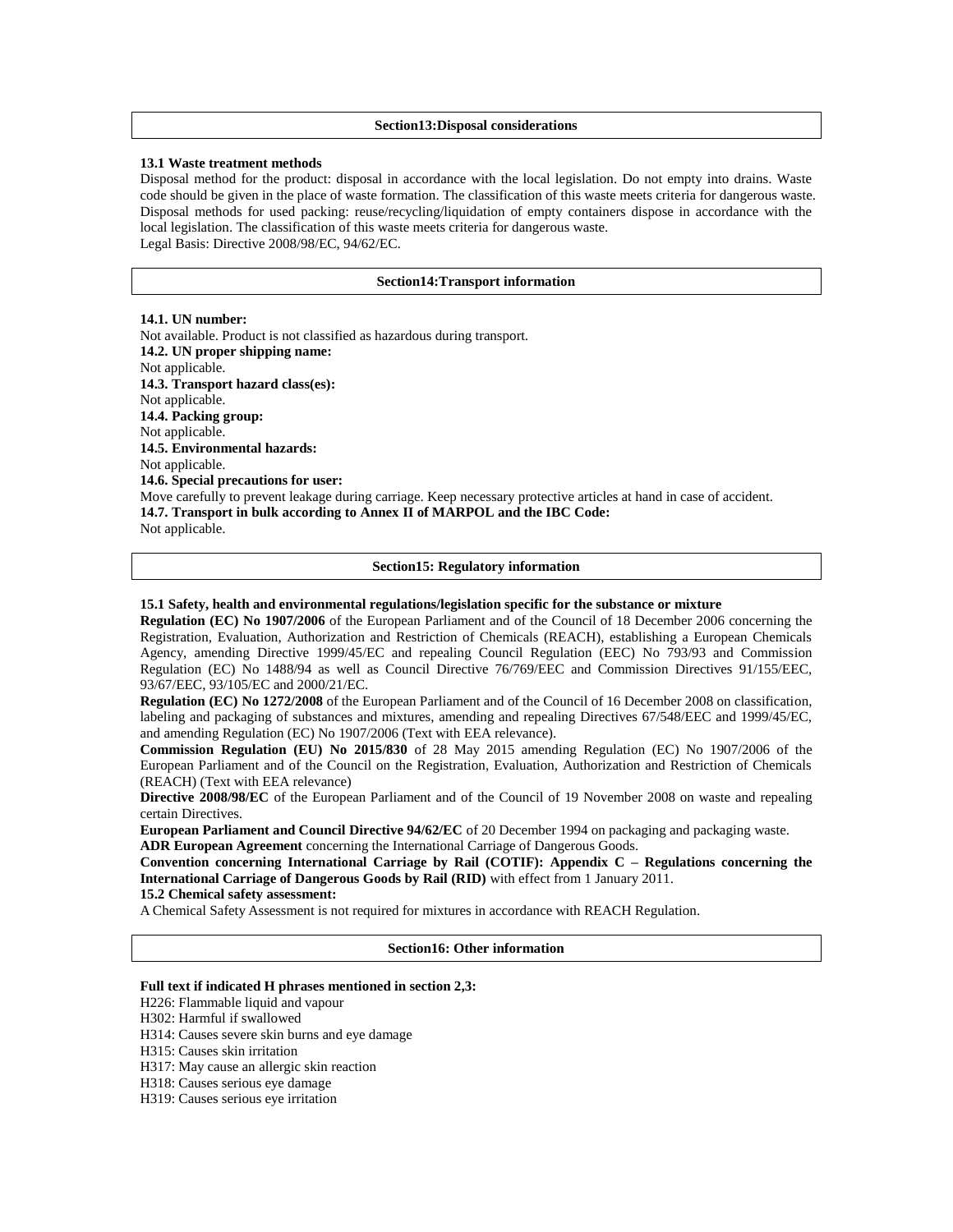## Section13:Disposal considerations

**13.1 Waste treatment methods**

Disposal method for the product: disposal in accordance with the local legislation. Do not empty into drains. Waste code should be given in the place of waste formation. The classification of this waste meets criteria for dangerous waste. Disposal methods for used packing: reuse/recycling/liquidation of empty containers dispose in accordance with the local legislation. The classification of this waste meets criteria for dangerous waste.
Legal Basis: Directive 2008/98/EC, 94/62/EC.

## Section14:Transport information

**14.1. UN number:**
Not available. Product is not classified as hazardous during transport.
**14.2. UN proper shipping name:**
Not applicable.
**14.3. Transport hazard class(es):**
Not applicable.
**14.4. Packing group:**
Not applicable.
**14.5. Environmental hazards:**
Not applicable.
**14.6. Special precautions for user:**
Move carefully to prevent leakage during carriage. Keep necessary protective articles at hand in case of accident.
**14.7. Transport in bulk according to Annex II of MARPOL and the IBC Code:**
Not applicable.

## Section15: Regulatory information

**15.1 Safety, health and environmental regulations/legislation specific for the substance or mixture**

**Regulation (EC) No 1907/2006** of the European Parliament and of the Council of 18 December 2006 concerning the Registration, Evaluation, Authorization and Restriction of Chemicals (REACH), establishing a European Chemicals Agency, amending Directive 1999/45/EC and repealing Council Regulation (EEC) No 793/93 and Commission Regulation (EC) No 1488/94 as well as Council Directive 76/769/EEC and Commission Directives 91/155/EEC, 93/67/EEC, 93/105/EC and 2000/21/EC.

**Regulation (EC) No 1272/2008** of the European Parliament and of the Council of 16 December 2008 on classification, labeling and packaging of substances and mixtures, amending and repealing Directives 67/548/EEC and 1999/45/EC, and amending Regulation (EC) No 1907/2006 (Text with EEA relevance).

**Commission Regulation (EU) No 2015/830** of 28 May 2015 amending Regulation (EC) No 1907/2006 of the European Parliament and of the Council on the Registration, Evaluation, Authorization and Restriction of Chemicals (REACH) (Text with EEA relevance)

**Directive 2008/98/EC** of the European Parliament and of the Council of 19 November 2008 on waste and repealing certain Directives.

**European Parliament and Council Directive 94/62/EC** of 20 December 1994 on packaging and packaging waste.

**ADR European Agreement** concerning the International Carriage of Dangerous Goods.

**Convention concerning International Carriage by Rail (COTIF): Appendix C – Regulations concerning the International Carriage of Dangerous Goods by Rail (RID)** with effect from 1 January 2011.

**15.2 Chemical safety assessment:**

A Chemical Safety Assessment is not required for mixtures in accordance with REACH Regulation.

## Section16: Other information

**Full text if indicated H phrases mentioned in section 2,3:**

H226: Flammable liquid and vapour
H302: Harmful if swallowed
H314: Causes severe skin burns and eye damage
H315: Causes skin irritation
H317: May cause an allergic skin reaction
H318: Causes serious eye damage
H319: Causes serious eye irritation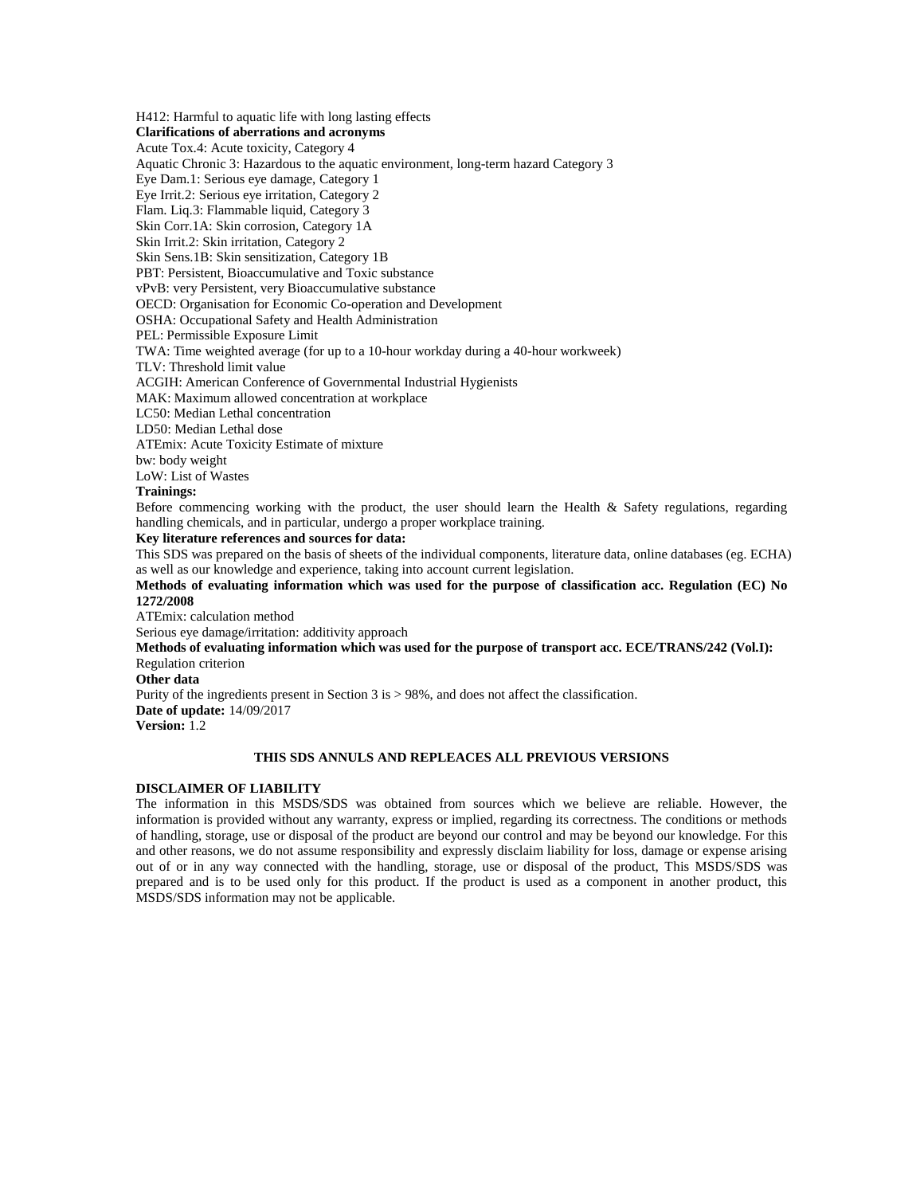H412: Harmful to aquatic life with long lasting effects

**Clarifications of aberrations and acronyms**

Acute Tox.4: Acute toxicity, Category 4
Aquatic Chronic 3: Hazardous to the aquatic environment, long-term hazard Category 3
Eye Dam.1: Serious eye damage, Category 1
Eye Irrit.2: Serious eye irritation, Category 2
Flam. Liq.3: Flammable liquid, Category 3
Skin Corr.1A: Skin corrosion, Category 1A
Skin Irrit.2: Skin irritation, Category 2
Skin Sens.1B: Skin sensitization, Category 1B
PBT: Persistent, Bioaccumulative and Toxic substance
vPvB: very Persistent, very Bioaccumulative substance
OECD: Organisation for Economic Co-operation and Development
OSHA: Occupational Safety and Health Administration
PEL: Permissible Exposure Limit
TWA: Time weighted average (for up to a 10-hour workday during a 40-hour workweek)
TLV: Threshold limit value
ACGIH: American Conference of Governmental Industrial Hygienists
MAK: Maximum allowed concentration at workplace
LC50: Median Lethal concentration
LD50: Median Lethal dose
ATEmix: Acute Toxicity Estimate of mixture
bw: body weight
LoW: List of Wastes

**Trainings:**

Before commencing working with the product, the user should learn the Health & Safety regulations, regarding handling chemicals, and in particular, undergo a proper workplace training.

**Key literature references and sources for data:**

This SDS was prepared on the basis of sheets of the individual components, literature data, online databases (eg. ECHA) as well as our knowledge and experience, taking into account current legislation.

**Methods of evaluating information which was used for the purpose of classification acc. Regulation (EC) No 1272/2008**

ATEmix: calculation method
Serious eye damage/irritation: additivity approach

**Methods of evaluating information which was used for the purpose of transport acc. ECE/TRANS/242 (Vol.I):**

Regulation criterion

**Other data**

Purity of the ingredients present in Section 3 is > 98%, and does not affect the classification.

**Date of update:** 14/09/2017

**Version:** 1.2

**THIS SDS ANNULS AND REPLEACES ALL PREVIOUS VERSIONS**

**DISCLAIMER OF LIABILITY**

The information in this MSDS/SDS was obtained from sources which we believe are reliable. However, the information is provided without any warranty, express or implied, regarding its correctness. The conditions or methods of handling, storage, use or disposal of the product are beyond our control and may be beyond our knowledge. For this and other reasons, we do not assume responsibility and expressly disclaim liability for loss, damage or expense arising out of or in any way connected with the handling, storage, use or disposal of the product, This MSDS/SDS was prepared and is to be used only for this product. If the product is used as a component in another product, this MSDS/SDS information may not be applicable.